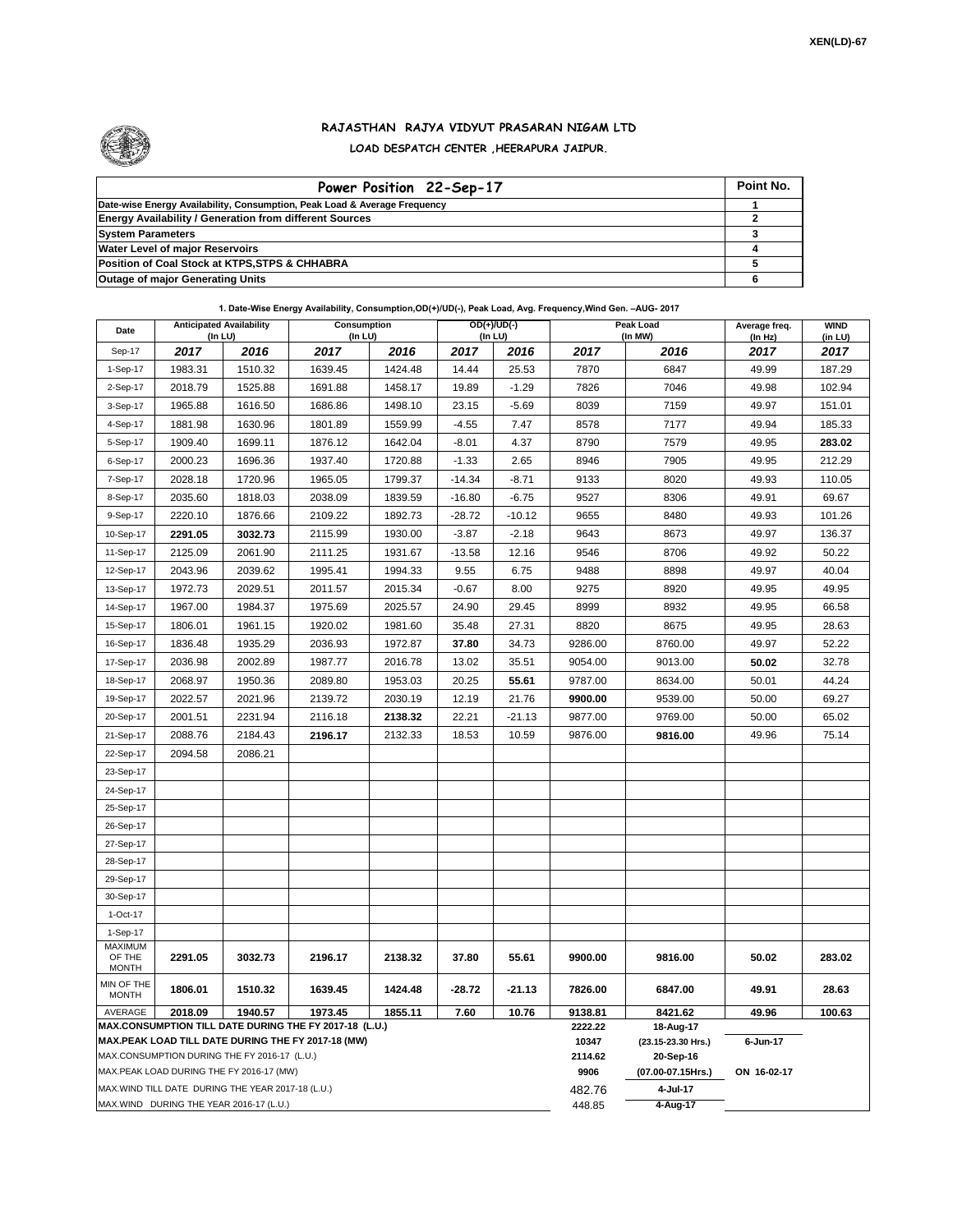XEN(LD)-67

# RAJASTHAN RAJYA VIDYUT PRASARAN NIGAM LTD

## LOAD DESPATCH CENTER ,HEERAPURA JAIPUR.

| Power Position 22-Sep-17 | Point No. |
|---|---|
| Date-wise Energy Availability, Consumption, Peak Load & Average Frequency | 1 |
| Energy Availability / Generation from different Sources | 2 |
| System Parameters | 3 |
| Water Level of major Reservoirs | 4 |
| Position of Coal Stock at KTPS,STPS & CHHABRA | 5 |
| Outage of major Generating Units | 6 |

**1. Date-Wise Energy Availability, Consumption,OD(+)/UD(-), Peak Load, Avg. Frequency,Wind Gen. –AUG- 2017**

| Date | Anticipated Availability (In LU) | | Consumption (In LU) | | OD(+)/UD(-) (In LU) | | Peak Load (In MW) | | Average freq. (In Hz) | WIND (in LU) |
|---|---|---|---|---|---|---|---|---|---|---|
| Sep-17 | 2017 | 2016 | 2017 | 2016 | 2017 | 2016 | 2017 | 2016 | 2017 | 2017 |
| 1-Sep-17 | 1983.31 | 1510.32 | 1639.45 | 1424.48 | 14.44 | 25.53 | 7870 | 6847 | 49.99 | 187.29 |
| 2-Sep-17 | 2018.79 | 1525.88 | 1691.88 | 1458.17 | 19.89 | -1.29 | 7826 | 7046 | 49.98 | 102.94 |
| 3-Sep-17 | 1965.88 | 1616.50 | 1686.86 | 1498.10 | 23.15 | -5.69 | 8039 | 7159 | 49.97 | 151.01 |
| 4-Sep-17 | 1881.98 | 1630.96 | 1801.89 | 1559.99 | -4.55 | 7.47 | 8578 | 7177 | 49.94 | 185.33 |
| 5-Sep-17 | 1909.40 | 1699.11 | 1876.12 | 1642.04 | -8.01 | 4.37 | 8790 | 7579 | 49.95 | **283.02** |
| 6-Sep-17 | 2000.23 | 1696.36 | 1937.40 | 1720.88 | -1.33 | 2.65 | 8946 | 7905 | 49.95 | 212.29 |
| 7-Sep-17 | 2028.18 | 1720.96 | 1965.05 | 1799.37 | -14.34 | -8.71 | 9133 | 8020 | 49.93 | 110.05 |
| 8-Sep-17 | 2035.60 | 1818.03 | 2038.09 | 1839.59 | -16.80 | -6.75 | 9527 | 8306 | 49.91 | 69.67 |
| 9-Sep-17 | 2220.10 | 1876.66 | 2109.22 | 1892.73 | -28.72 | -10.12 | 9655 | 8480 | 49.93 | 101.26 |
| 10-Sep-17 | **2291.05** | **3032.73** | 2115.99 | 1930.00 | -3.87 | -2.18 | 9643 | 8673 | 49.97 | 136.37 |
| 11-Sep-17 | 2125.09 | 2061.90 | 2111.25 | 1931.67 | -13.58 | 12.16 | 9546 | 8706 | 49.92 | 50.22 |
| 12-Sep-17 | 2043.96 | 2039.62 | 1995.41 | 1994.33 | 9.55 | 6.75 | 9488 | 8898 | 49.97 | 40.04 |
| 13-Sep-17 | 1972.73 | 2029.51 | 2011.57 | 2015.34 | -0.67 | 8.00 | 9275 | 8920 | 49.95 | 49.95 |
| 14-Sep-17 | 1967.00 | 1984.37 | 1975.69 | 2025.57 | 24.90 | 29.45 | 8999 | 8932 | 49.95 | 66.58 |
| 15-Sep-17 | 1806.01 | 1961.15 | 1920.02 | 1981.60 | 35.48 | 27.31 | 8820 | 8675 | 49.95 | 28.63 |
| 16-Sep-17 | 1836.48 | 1935.29 | 2036.93 | 1972.87 | **37.80** | 34.73 | 9286.00 | 8760.00 | 49.97 | 52.22 |
| 17-Sep-17 | 2036.98 | 2002.89 | 1987.77 | 2016.78 | 13.02 | 35.51 | 9054.00 | 9013.00 | **50.02** | 32.78 |
| 18-Sep-17 | 2068.97 | 1950.36 | 2089.80 | 1953.03 | 20.25 | **55.61** | 9787.00 | 8634.00 | 50.01 | 44.24 |
| 19-Sep-17 | 2022.57 | 2021.96 | 2139.72 | 2030.19 | 12.19 | 21.76 | **9900.00** | 9539.00 | 50.00 | 69.27 |
| 20-Sep-17 | 2001.51 | 2231.94 | 2116.18 | **2138.32** | 22.21 | -21.13 | 9877.00 | 9769.00 | 50.00 | 65.02 |
| 21-Sep-17 | 2088.76 | 2184.43 | **2196.17** | 2132.33 | 18.53 | 10.59 | 9876.00 | **9816.00** | 49.96 | 75.14 |
| 22-Sep-17 | 2094.58 | 2086.21 | | | | | | | | |
| 23-Sep-17 | | | | | | | | | | |
| 24-Sep-17 | | | | | | | | | | |
| 25-Sep-17 | | | | | | | | | | |
| 26-Sep-17 | | | | | | | | | | |
| 27-Sep-17 | | | | | | | | | | |
| 28-Sep-17 | | | | | | | | | | |
| 29-Sep-17 | | | | | | | | | | |
| 30-Sep-17 | | | | | | | | | | |
| 1-Oct-17 | | | | | | | | | | |
| 1-Sep-17 | | | | | | | | | | |
| MAXIMUM OF THE MONTH | 2291.05 | 3032.73 | 2196.17 | 2138.32 | 37.80 | 55.61 | 9900.00 | 9816.00 | 50.02 | 283.02 |
| MIN OF THE MONTH | 1806.01 | 1510.32 | 1639.45 | 1424.48 | -28.72 | -21.13 | 7826.00 | 6847.00 | 49.91 | 28.63 |
| AVERAGE | 2018.09 | 1940.57 | 1973.45 | 1855.11 | 7.60 | 10.76 | 9138.81 | 8421.62 | 49.96 | 100.63 |
| MAX.CONSUMPTION TILL DATE DURING THE FY 2017-18 (L.U.) | | | | | | | 2222.22 | 18-Aug-17 | | |
| MAX.PEAK LOAD TILL DATE DURING THE FY 2017-18 (MW) | | | | | | | 10347 | (23.15-23.30 Hrs.) | 6-Jun-17 | |
| MAX.CONSUMPTION DURING THE FY 2016-17 (L.U.) | | | | | | | 2114.62 | 20-Sep-16 | | |
| MAX.PEAK LOAD DURING THE FY 2016-17 (MW) | | | | | | | 9906 | (07.00-07.15Hrs.) | ON 16-02-17 | |
| MAX.WIND TILL DATE DURING THE YEAR 2017-18 (L.U.) | | | | | | | 482.76 | 4-Jul-17 | | |
| MAX.WIND DURING THE YEAR 2016-17 (L.U.) | | | | | | | 448.85 | 4-Aug-17 | | |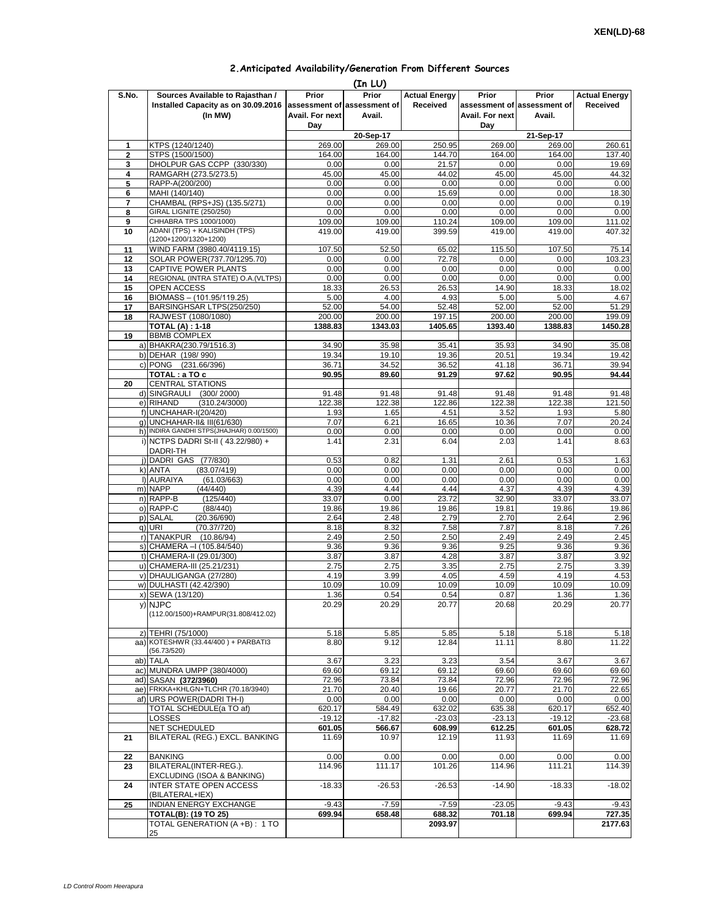## 2.Anticipated Availability/Generation From Different Sources

(In LU)

| S.No. | Sources Available to Rajasthan / Installed Capacity as on 30.09.2016 (In MW) | Prior assessment of Avail. For next Day | Prior assessment of Avail. | Actual Energy Received | Prior assessment of Avail. For next Day | Prior assessment of Avail. | Actual Energy Received |
|---|---|---|---|---|---|---|---|
| | | 20-Sep-17 | | | 21-Sep-17 | | |
| 1 | KTPS (1240/1240) | 269.00 | 269.00 | 250.95 | 269.00 | 269.00 | 260.61 |
| 2 | STPS (1500/1500) | 164.00 | 164.00 | 144.70 | 164.00 | 164.00 | 137.40 |
| 3 | DHOLPUR GAS CCPP (330/330) | 0.00 | 0.00 | 21.57 | 0.00 | 0.00 | 19.69 |
| 4 | RAMGARH (273.5/273.5) | 45.00 | 45.00 | 44.02 | 45.00 | 45.00 | 44.32 |
| 5 | RAPP-A(200/200) | 0.00 | 0.00 | 0.00 | 0.00 | 0.00 | 0.00 |
| 6 | MAHI (140/140) | 0.00 | 0.00 | 15.69 | 0.00 | 0.00 | 18.30 |
| 7 | CHAMBAL (RPS+JS) (135.5/271) | 0.00 | 0.00 | 0.00 | 0.00 | 0.00 | 0.19 |
| 8 | GIRAL LIGNITE (250/250) | 0.00 | 0.00 | 0.00 | 0.00 | 0.00 | 0.00 |
| 9 | CHHABRA TPS 1000/1000) | 109.00 | 109.00 | 110.24 | 109.00 | 109.00 | 111.02 |
| 10 | ADANI (TPS) + KALISINDH (TPS) (1200+1200/1320+1200) | 419.00 | 419.00 | 399.59 | 419.00 | 419.00 | 407.32 |
| 11 | WIND FARM (3980.40/4119.15) | 107.50 | 52.50 | 65.02 | 115.50 | 107.50 | 75.14 |
| 12 | SOLAR POWER(737.70/1295.70) | 0.00 | 0.00 | 72.78 | 0.00 | 0.00 | 103.23 |
| 13 | CAPTIVE POWER PLANTS | 0.00 | 0.00 | 0.00 | 0.00 | 0.00 | 0.00 |
| 14 | REGIONAL (INTRA STATE) O.A.(VLTPS) | 0.00 | 0.00 | 0.00 | 0.00 | 0.00 | 0.00 |
| 15 | OPEN ACCESS | 18.33 | 26.53 | 26.53 | 14.90 | 18.33 | 18.02 |
| 16 | BIOMASS – (101.95/119.25) | 5.00 | 4.00 | 4.93 | 5.00 | 5.00 | 4.67 |
| 17 | BARSINGHSAR LTPS(250/250) | 52.00 | 54.00 | 52.48 | 52.00 | 52.00 | 51.29 |
| 18 | RAJWEST (1080/1080) | 200.00 | 200.00 | 197.15 | 200.00 | 200.00 | 199.09 |
| | **TOTAL (A) : 1-18** | **1388.83** | **1343.03** | **1405.65** | **1393.40** | **1388.83** | **1450.28** |
| 19 | BBMB COMPLEX | | | | | | |
| | a) BHAKRA(230.79/1516.3) | 34.90 | 35.98 | 35.41 | 35.93 | 34.90 | 35.08 |
| | b) DEHAR (198/ 990) | 19.34 | 19.10 | 19.36 | 20.51 | 19.34 | 19.42 |
| | c) PONG (231.66/396) | 36.71 | 34.52 | 36.52 | 41.18 | 36.71 | 39.94 |
| | **TOTAL : a TO c** | **90.95** | **89.60** | **91.29** | **97.62** | **90.95** | **94.44** |
| 20 | CENTRAL STATIONS | | | | | | |
| | d) SINGRAULI (300/ 2000) | 91.48 | 91.48 | 91.48 | 91.48 | 91.48 | 91.48 |
| | e) RIHAND (310.24/3000) | 122.38 | 122.38 | 122.86 | 122.38 | 122.38 | 121.50 |
| | f) UNCHAHAR-I(20/420) | 1.93 | 1.65 | 4.51 | 3.52 | 1.93 | 5.80 |
| | g) UNCHAHAR-II& III(61/630) | 7.07 | 6.21 | 16.65 | 10.36 | 7.07 | 20.24 |
| | h) INDIRA GANDHI STPS(JHAJHAR) 0.00/1500) | 0.00 | 0.00 | 0.00 | 0.00 | 0.00 | 0.00 |
| | i) NCTPS DADRI St-II ( 43.22/980) + DADRI-TH | 1.41 | 2.31 | 6.04 | 2.03 | 1.41 | 8.63 |
| | j) DADRI GAS (77/830) | 0.53 | 0.82 | 1.31 | 2.61 | 0.53 | 1.63 |
| | k) ANTA (83.07/419) | 0.00 | 0.00 | 0.00 | 0.00 | 0.00 | 0.00 |
| | l) AURAIYA (61.03/663) | 0.00 | 0.00 | 0.00 | 0.00 | 0.00 | 0.00 |
| | m) NAPP (44/440) | 4.39 | 4.44 | 4.44 | 4.37 | 4.39 | 4.39 |
| | n) RAPP-B (125/440) | 33.07 | 0.00 | 23.72 | 32.90 | 33.07 | 33.07 |
| | o) RAPP-C (88/440) | 19.86 | 19.86 | 19.86 | 19.81 | 19.86 | 19.86 |
| | p) SALAL (20.36/690) | 2.64 | 2.48 | 2.79 | 2.70 | 2.64 | 2.96 |
| | q) URI (70.37/720) | 8.18 | 8.32 | 7.58 | 7.87 | 8.18 | 7.26 |
| | r) TANAKPUR (10.86/94) | 2.49 | 2.50 | 2.50 | 2.49 | 2.49 | 2.45 |
| | s) CHAMERA –I (105.84/540) | 9.36 | 9.36 | 9.36 | 9.25 | 9.36 | 9.36 |
| | t) CHAMERA-II (29.01/300) | 3.87 | 3.87 | 4.28 | 3.87 | 3.87 | 3.92 |
| | u) CHAMERA-III (25.21/231) | 2.75 | 2.75 | 3.35 | 2.75 | 2.75 | 3.39 |
| | v) DHAULIGANGA (27/280) | 4.19 | 3.99 | 4.05 | 4.59 | 4.19 | 4.53 |
| | w) DULHASTI (42.42/390) | 10.09 | 10.09 | 10.09 | 10.09 | 10.09 | 10.09 |
| | x) SEWA (13/120) | 1.36 | 0.54 | 0.54 | 0.87 | 1.36 | 1.36 |
| | y) NJPC (112.00/1500)+RAMPUR(31.808/412.02) | 20.29 | 20.29 | 20.77 | 20.68 | 20.29 | 20.77 |
| | z) TEHRI (75/1000) | 5.18 | 5.85 | 5.85 | 5.18 | 5.18 | 5.18 |
| | aa) KOTESHWR (33.44/400 ) + PARBATI3 (56.73/520) | 8.80 | 9.12 | 12.84 | 11.11 | 8.80 | 11.22 |
| | ab) TALA | 3.67 | 3.23 | 3.23 | 3.54 | 3.67 | 3.67 |
| | ac) MUNDRA UMPP (380/4000) | 69.60 | 69.12 | 69.12 | 69.60 | 69.60 | 69.60 |
| | ad) SASAN **(372/3960)** | 72.96 | 73.84 | 73.84 | 72.96 | 72.96 | 72.96 |
| | ae) FRKKA+KHLGN+TLCHR (70.18/3940) | 21.70 | 20.40 | 19.66 | 20.77 | 21.70 | 22.65 |
| | af) URS POWER(DADRI TH-I) | 0.00 | 0.00 | 0.00 | 0.00 | 0.00 | 0.00 |
| | TOTAL SCHEDULE(a TO af) | 620.17 | 584.49 | 632.02 | 635.38 | 620.17 | 652.40 |
| | LOSSES | -19.12 | -17.82 | -23.03 | -23.13 | -19.12 | -23.68 |
| | NET SCHEDULED | **601.05** | **566.67** | **608.99** | **612.25** | **601.05** | **628.72** |
| 21 | BILATERAL (REG.) EXCL. BANKING | 11.69 | 10.97 | 12.19 | 11.93 | 11.69 | 11.69 |
| 22 | BANKING | 0.00 | 0.00 | 0.00 | 0.00 | 0.00 | 0.00 |
| 23 | BILATERAL(INTER-REG.). EXCLUDING (ISOA & BANKING) | 114.96 | 111.17 | 101.26 | 114.96 | 111.21 | 114.39 |
| 24 | INTER STATE OPEN ACCESS (BILATERAL+IEX) | -18.33 | -26.53 | -26.53 | -14.90 | -18.33 | -18.02 |
| 25 | INDIAN ENERGY EXCHANGE | -9.43 | -7.59 | -7.59 | -23.05 | -9.43 | -9.43 |
| | **TOTAL(B): (19 TO 25)** | **699.94** | **658.48** | **688.32** | **701.18** | **699.94** | **727.35** |
| | TOTAL GENERATION (A +B) : 1 TO 25 | | | **2093.97** | | | **2177.63** |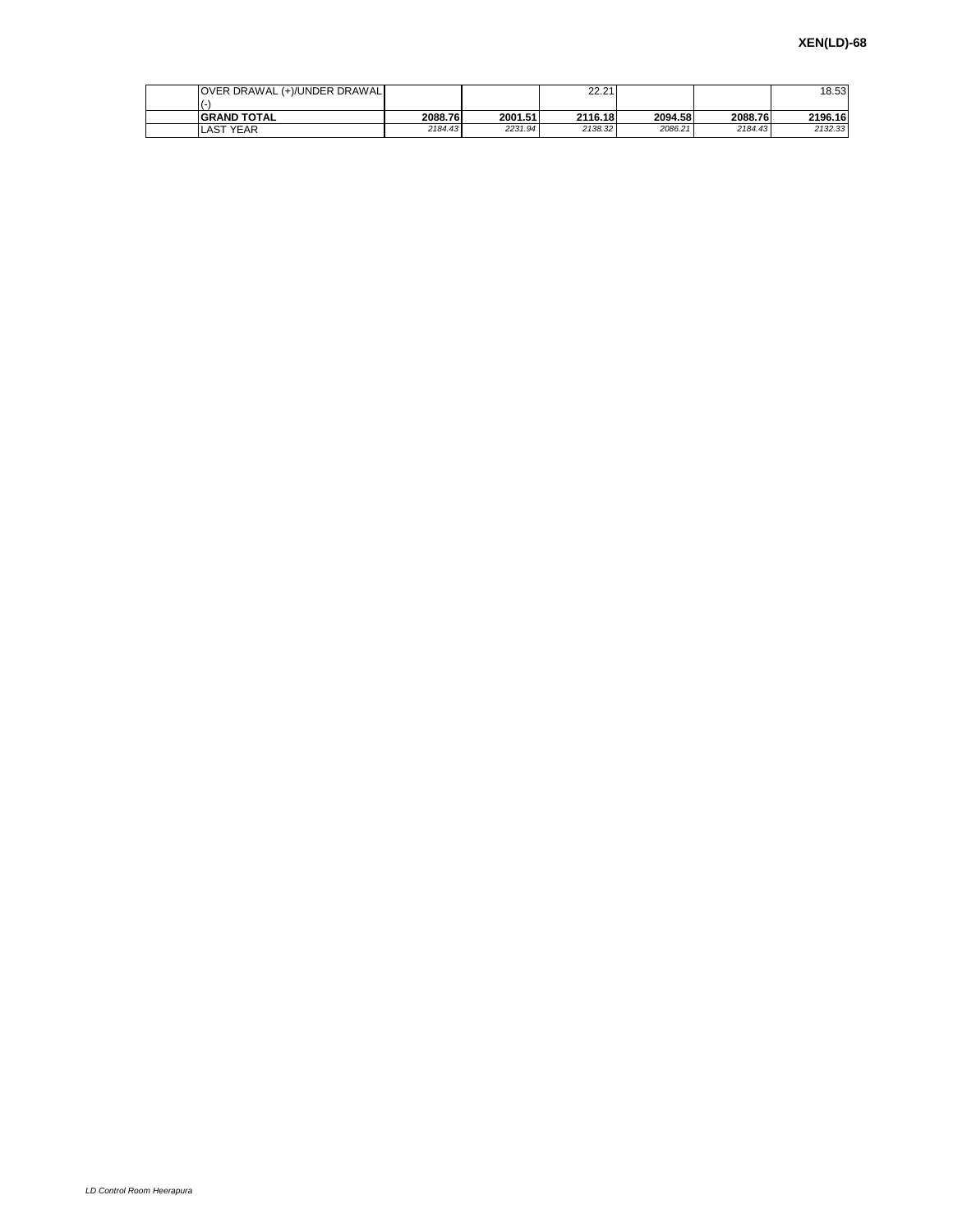| | | | | | | | |
|---|---|---|---|---|---|---|---|
| | OVER DRAWAL (+)/UNDER DRAWAL (-) | | | 22.21 | | | 18.53 |
| | **GRAND TOTAL** | **2088.76** | **2001.51** | **2116.18** | **2094.58** | **2088.76** | **2196.16** |
| | LAST YEAR | *2184.43* | *2231.94* | *2138.32* | *2086.21* | *2184.43* | *2132.33* |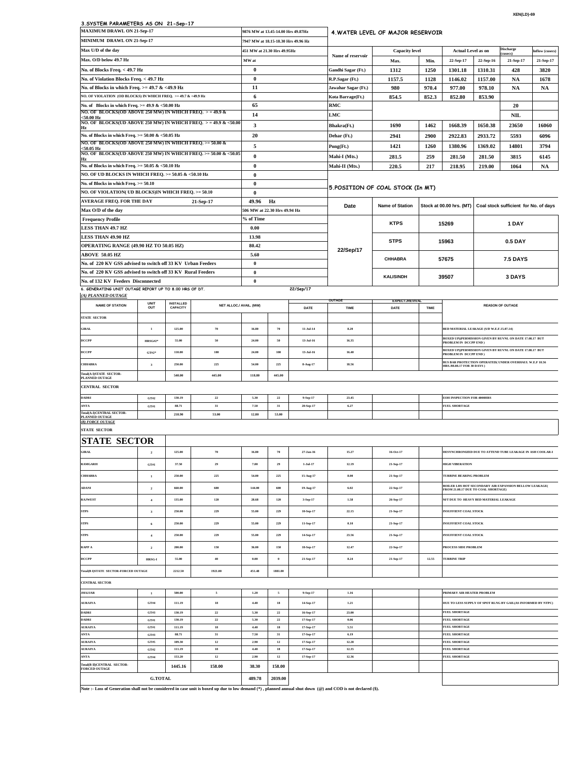XEN(LD)-69

### 3.SYSTEM PARAMETERS AS ON 21-Sep-17

| | |
|---|---|
| MAXIMUM DRAWL ON 21-Sep-17 | 9876 MW at 13.45-14.00 Hrs 49.87Hz |
| MINIMUM DRAWL ON 21-Sep-17 | 7947 MW at 18.15-18.30 Hrs 49.96 Hz |
| Max U/D of the day | 451 MW at 21.30 Hrs 49.95Hz |
| Max. O/D below 49.7 Hz | MW at |
| No. of Blocks Freq. < 49.7 Hz | 0 |
| No. of Violation Blocks Freq. < 49.7 Hz | 0 |
| No. of Blocks in which Freq. >= 49.7 & <49.9 Hz | 11 |
| NO. OF VIOLATION (OD BLOCKS) IN WHICH FREQ. >= 49.7 & <49.9 Hz | 6 |
| No. of Blocks in which Freq. >= 49.9 & <50.00 Hz | 65 |
| NO. OF BLOCKS(OD ABOVE 250 MW) IN WHICH FREQ. > = 49.9 & <50.00 Hz | 14 |
| NO. OF BLOCKS(UD ABOVE 250 MW) IN WHICH FREQ. > = 49.9 & <50.00 Hz | 3 |
| No. of Blocks in which Freq. >= 50.00 & <50.05 Hz | 20 |
| NO. OF BLOCKS(OD ABOVE 250 MW) IN WHICH FREQ. >= 50.00 & <50.05 Hz | 5 |
| NO. OF BLOCKS(UD ABOVE 250 MW) IN WHICH FREQ. >= 50.00 & <50.05 Hz | 0 |
| No. of Blocks in which Freq. >= 50.05 & <50.10 Hz | 0 |
| NO. OF UD BLOCKS IN WHICH FREQ. >= 50.05 & <50.10 Hz | 0 |
| No. of Blocks in which Freq. >= 50.10 | 0 |
| NO. OF VIOLATION( UD BLOCKS)IN WHICH FREQ. >= 50.10 | 0 |
| AVERAGE FREQ. FOR THE DAY 21-Sep-17 | 49.96 Hz |
| Max O/D of the day | 506 MW at 22.30 Hrs 49.94 Hz |
| Frequency Profile | % of Time |
| LESS THAN 49.7 HZ | 0.00 |
| LESS THAN 49.90 HZ | 13.98 |
| OPERATING RANGE (49.90 HZ TO 50.05 HZ) | 80.42 |
| ABOVE 50.05 HZ | 5.60 |
| No. of 220 KV GSS advised to switch off 33 KV Urban Feeders | 0 |
| No. of 220 KV GSS advised to switch off 33 KV Rural Feeders | 0 |
| No. of 132 KV Feeders Disconnected | 0 |

### 4.WATER LEVEL OF MAJOR RESERVOIR

| Name of reservoir | Capacity level | | Actual Level as on | | Discharge (cusecs) | Inflow (cusecs) |
|---|---|---|---|---|---|---|
| | Max. | Min. | 22-Sep-17 | 22-Sep-16 | 21-Sep-17 | 21-Sep-17 |
| Gandhi Sagar (Ft.) | 1312 | 1250 | 1301.18 | 1310.31 | 428 | 3820 |
| R.P.Sagar (Ft.) | 1157.5 | 1128 | 1146.02 | 1157.00 | NA | 1678 |
| Jawahar Sagar (Ft.) | 980 | 970.4 | 977.00 | 978.10 | NA | NA |
| Kota Barrage(Ft.) | 854.5 | 852.3 | 852.80 | 853.90 | | |
| RMC | | | | | 20 | |
| LMC | | | | | NIL | |
| Bhakra(Ft.) | 1690 | 1462 | 1668.39 | 1650.38 | 23650 | 16060 |
| Dehar (Ft.) | 2941 | 2900 | 2922.83 | 2933.72 | 5593 | 6096 |
| Pong(Ft.) | 1421 | 1260 | 1380.96 | 1369.02 | 14801 | 3794 |
| Mahi-I (Mts.) | 281.5 | 259 | 281.50 | 281.50 | 3815 | 6145 |
| Mahi-II (Mts.) | 220.5 | 217 | 218.95 | 219.00 | 1064 | NA |

### 5.POSITION OF COAL STOCK (In MT)

| Date | Name of Station | Stock at 00.00 hrs. (MT) | Coal stock sufficient for No. of days |
|---|---|---|---|
| 22/Sep/17 | KTPS | 15269 | 1 DAY |
| | STPS | 15963 | 0.5 DAY |
| | CHHABRA | 57675 | 7.5 DAYS |
| | KALISINDH | 39507 | 3 DAYS |

### 6. GENERATING UNIT OUTAGE REPORT UP TO 8.00 HRS OF DT. 22/Sep/17

*(A) PLANNED OUTAGE*

| NAME OF STATION | UNIT OUT | INSTALLED CAPACITY | NET ALLOC./ AVAIL. (MW) | | | OUTAGE DATE | OUTAGE TIME | EXPECT./REVIVAL DATE | EXPECT./REVIVAL TIME | REASON OF OUTAGE |
|---|---|---|---|---|---|---|---|---|---|---|
| **STATE SECTOR** | | | | | | | | | | |
| GIRAL | 1 | 125.00 | 70 | 16.80 | 70 | 11-Jul-14 | 8.20 | | | BED MATERIAL LEAKAGE (S/D W.E.F.15.07.14) |
| DCCPP | HRSG#2* | 55.00 | 50 | 24.00 | 50 | 13-Jul-16 | 16.35 | | | BOXED UP((PERMISSION GIVEN BY RUVNL ON DATE 17.08.17 BUT PROBLEM IN DCCPP END ) |
| DCCPP | GT#2* | 110.00 | 100 | 24.00 | 100 | 13-Jul-16 | 16.40 | | | BOXED UP((PERMISSION GIVEN BY RUVNL ON DATE 17.08.17 BUT PROBLEM IN DCCPP END ) |
| CHHABRA | 3 | 250.00 | 225 | 54.00 | 225 | 8-Aug-17 | 18.56 | | | BUS BAR PROTECTION OPERATED( UNDER OVERHAUL W.E.F 18.56 HRS./08.08.17 FOR 30 DAYS ) |
| Total(A I)STATE SECTOR-PLANNED OUTAGE | | 540.00 | 445.00 | 118.80 | 445.00 | | | | | |
| **CENTRAL SECTOR** | | | | | | | | | | |
| DADRI | GT#2 | 130.19 | 22 | 5.30 | 22 | 9-Sep-17 | 23.45 | | | EOH INSPECTION FOR 4000HRS |
| ANTA | GT#1 | 88.71 | 31 | 7.50 | 31 | 20-Sep-17 | 6.27 | | | FUEL SHORTAGE |
| Total(A-I)CENTRAL SECTOR-PLANNED OUTAGE | | 218.90 | 53.00 | 12.80 | 53.00 | | | | | |

*(B) FORCE OUTAGE*

| NAME OF STATION | UNIT OUT | INSTALLED CAPACITY | NET ALLOC./ AVAIL. (MW) | | | OUTAGE DATE | OUTAGE TIME | EXPECT./REVIVAL DATE | EXPECT./REVIVAL TIME | REASON OF OUTAGE |
|---|---|---|---|---|---|---|---|---|---|---|
| **STATE SECTOR** | | | | | | | | | | |
| GIRAL | 2 | 125.00 | 70 | 16.80 | 70 | 27-Jan-16 | 15.27 | 16-Oct-17 | | DESYNCHRONIZED DUE TO ATTEND TUBE LEAKAGE IN ASH COOLAR-I |
| RAMGARH | GT#1 | 37.50 | 29 | 7.00 | 29 | 1-Jul-17 | 12.19 | 21-Sep-17 | | HIGH VIBERATION |
| CHHABRA | 1 | 250.00 | 225 | 54.00 | 225 | 15-Aug-17 | 8.00 | 21-Sep-17 | | TURBINE BEARING PROBLEM |
| ADANI | 2 | 660.00 | 600 | 144.00 | 600 | 19-Aug-17 | 6.02 | 22-Sep-17 | | BOILER LHS HOT SECONDARY AIR EXPANSION BELLOW LEAKAGE( FROM 21.08.17 DUE TO COAL SHORTAGE) |
| RAJWEST | 4 | 135.00 | 120 | 28.68 | 120 | 3-Sep-17 | 1.58 | 26-Sep-17 | | M/T DUE TO HEAVY BED MATERIAL LEAKAGE |
| STPS | 3 | 250.00 | 229 | 55.00 | 229 | 10-Sep-17 | 22.15 | 21-Sep-17 | | INSUFFIENT COAL STOCK |
| STPS | 6 | 250.00 | 229 | 55.00 | 229 | 11-Sep-17 | 0.10 | 21-Sep-17 | | INSUFFIENT COAL STOCK |
| STPS | 4 | 250.00 | 229 | 55.00 | 229 | 14-Sep-17 | 23.56 | 21-Sep-17 | | INSUFFIENT COAL STOCK |
| RAPP A | 2 | 200.00 | 150 | 36.00 | 150 | 18-Sep-17 | 12.47 | 22-Sep-17 | | PROCESS SIDE PROBLEM |
| DCCPP | HRSG-I | 55.00 | 40 | 0.00 | 0 | 21-Sep-17 | 8.24 | 21-Sep-17 | 12.55 | TURBINE TRIP |
| Total(B I)STATE SECTOR-FORCED OUTAGE | | 2212.50 | 1921.00 | 451.48 | 1881.00 | | | | | |
| **CENTRAL SECTOR** | | | | | | | | | | |
| JHAJJAR | 1 | 500.00 | 5 | 1.20 | 5 | 9-Sep-17 | 1.16 | | | PRIMARY AIR HEATER PROBLEM |
| AURAIYA | GT#4 | 111.19 | 18 | 4.40 | 18 | 14-Sep-17 | 1.21 | | | DUE TO LESS SUPPLY OF SPOT RLNG BY GAIL(AS INFORMED BY NTPC) |
| DADRI | GT#3 | 130.19 | 22 | 5.30 | 22 | 16-Sep-17 | 23.00 | | | FUEL SHORTAGE |
| DADRI | GT#1 | 130.19 | 22 | 5.30 | 22 | 17-Sep-17 | 0.06 | | | FUEL SHORTAGE |
| AURAIYA | GT#1 | 111.19 | 18 | 4.40 | 18 | 17-Sep-17 | 5.51 | | | FUEL SHORTAGE |
| ANTA | GT#3 | 88.71 | 31 | 7.50 | 31 | 17-Sep-17 | 6.19 | | | FUEL SHORTAGE |
| AURAIYA | GT#5 | 109.30 | 12 | 2.90 | 12 | 17-Sep-17 | 12.28 | | | FUEL SHORTAGE |
| AURAIYA | GT#2 | 111.19 | 18 | 4.40 | 18 | 17-Sep-17 | 12.35 | | | FUEL SHORTAGE |
| ANTA | GT#4 | 153.20 | 12 | 2.90 | 12 | 17-Sep-17 | 12.36 | | | FUEL SHORTAGE |
| Total(B II)CENTRAL SECTOR-FORCED OUTAGE | | 1445.16 | 158.00 | 38.30 | 158.00 | | | | | |
| G.TOTAL | | | | 489.78 | 2039.00 | | | | | |

Note :- Loss of Generation shall not be considered in case unit is boxed up due to low demand (*) , planned annual shut down (@) and COD is not declared ($).